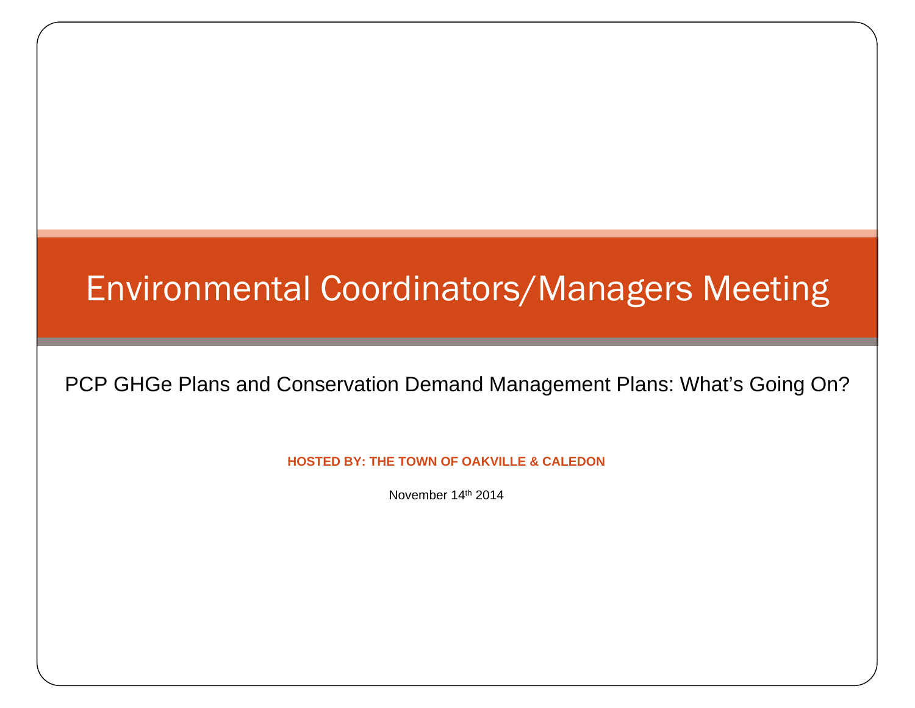# Environmental Coordinators/Managers Meeting

PCP GHGe Plans and Conservation Demand Management Plans: What's Going On?

**HOSTED BY: THE TOWN OF OAKVILLE & CALEDON**

November 14th 2014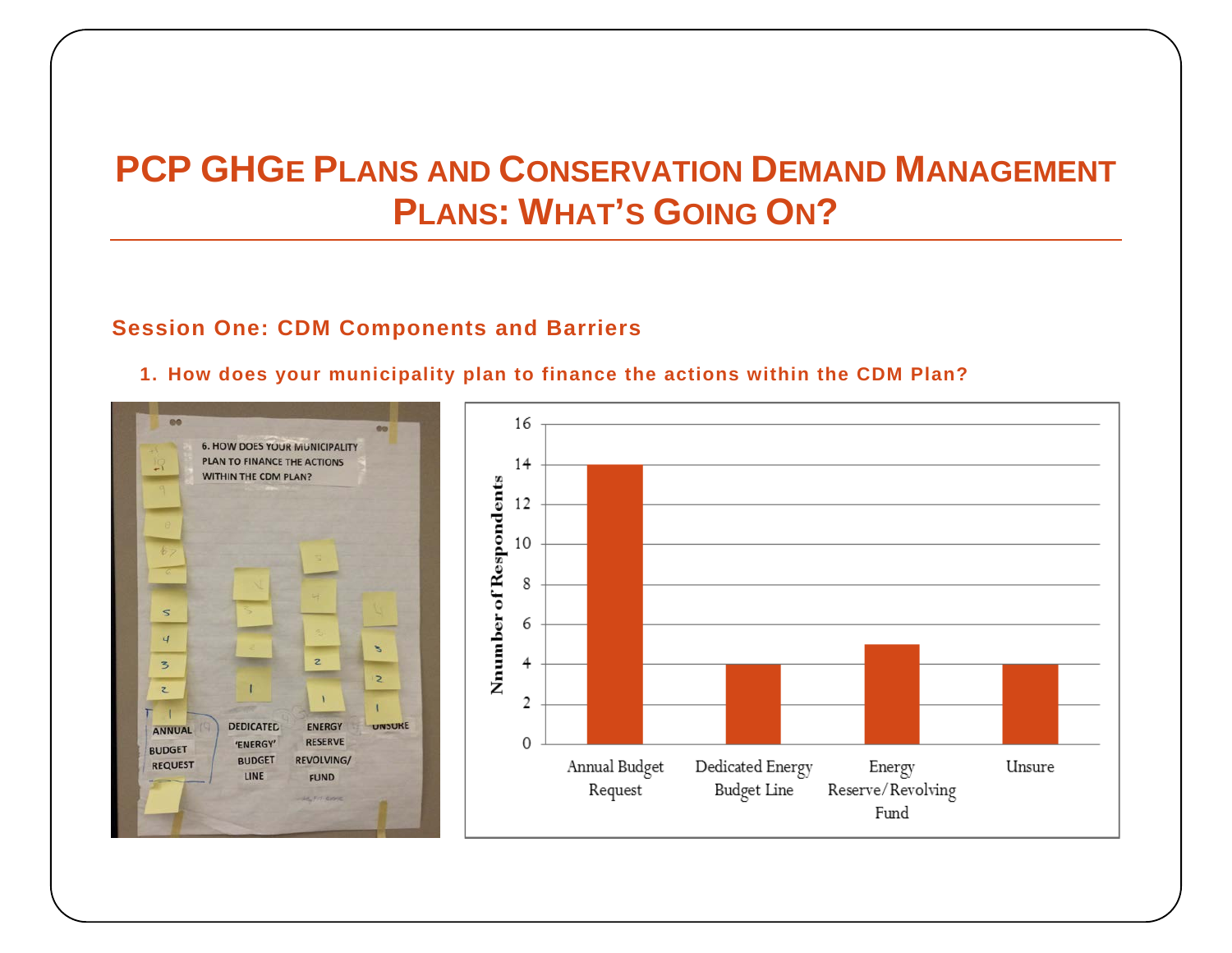# PCP GHGe Plans and Conservation Demand Management Plans: What's Going On?

## Session One: CDM Components and Barriers

**1. How does your municipality plan to finance the actions within the CDM Plan?**

| Financing Method | Number of Respondents |
|---|---|
| Annual Budget Request | 14 |
| Dedicated Energy Budget Line | 4 |
| Energy Reserve/Revolving Fund | 5 |
| Unsure | 4 |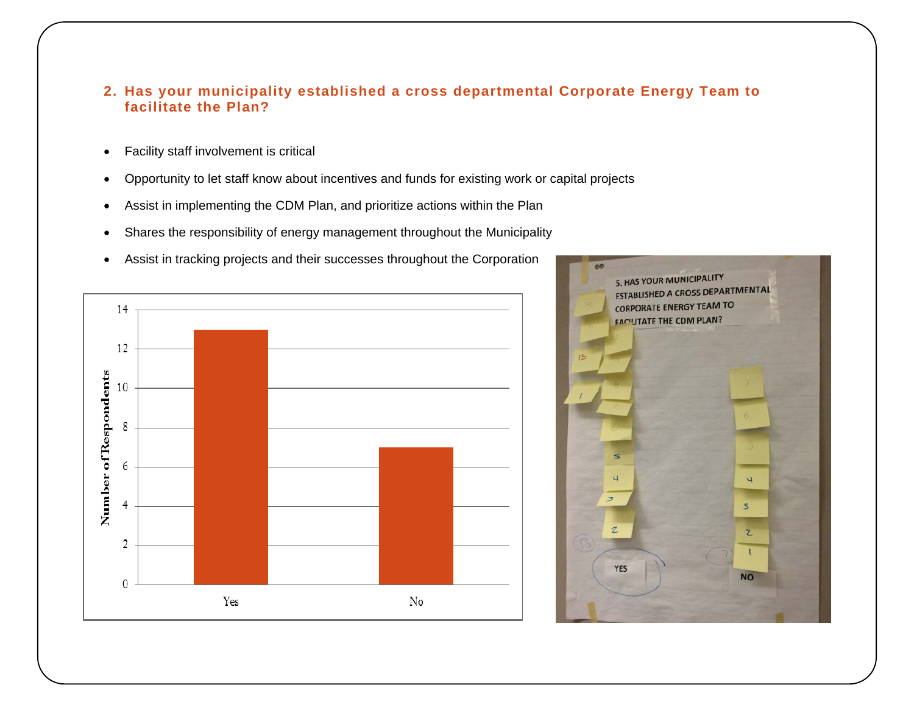## 2. Has your municipality established a cross departmental Corporate Energy Team to facilitate the Plan?

- Facility staff involvement is critical
- Opportunity to let staff know about incentives and funds for existing work or capital projects
- Assist in implementing the CDM Plan, and prioritize actions within the Plan
- Shares the responsibility of energy management throughout the Municipality
- Assist in tracking projects and their successes throughout the Corporation

| Response | Number of Respondents |
| --- | --- |
| Yes | 13 |
| No | 7 |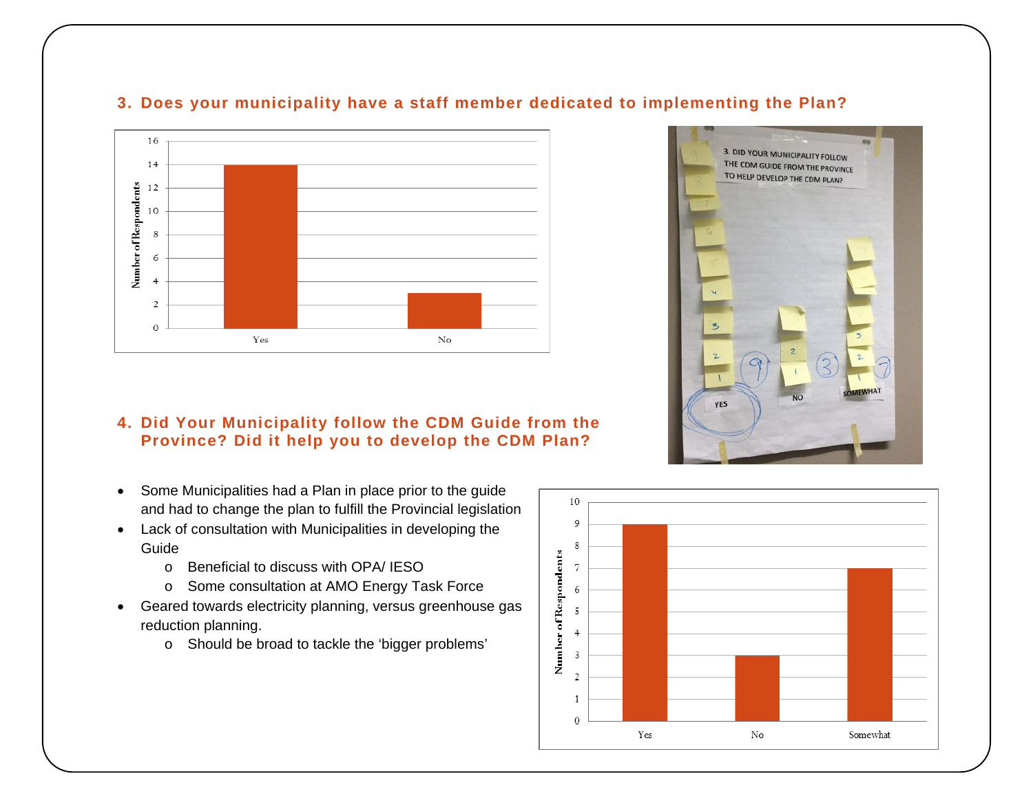### 3. Does your municipality have a staff member dedicated to implementing the Plan?

| | Number of Respondents |
|---|---|
| Yes | 14 |
| No | 3 |

### 4. Did Your Municipality follow the CDM Guide from the Province? Did it help you to develop the CDM Plan?

- Some Municipalities had a Plan in place prior to the guide and had to change the plan to fulfill the Provincial legislation
- Lack of consultation with Municipalities in developing the Guide
  - Beneficial to discuss with OPA/ IESO
  - Some consultation at AMO Energy Task Force
- Geared towards electricity planning, versus greenhouse gas reduction planning.
  - Should be broad to tackle the 'bigger problems'

| | Number of Respondents |
|---|---|
| Yes | 9 |
| No | 3 |
| Somewhat | 7 |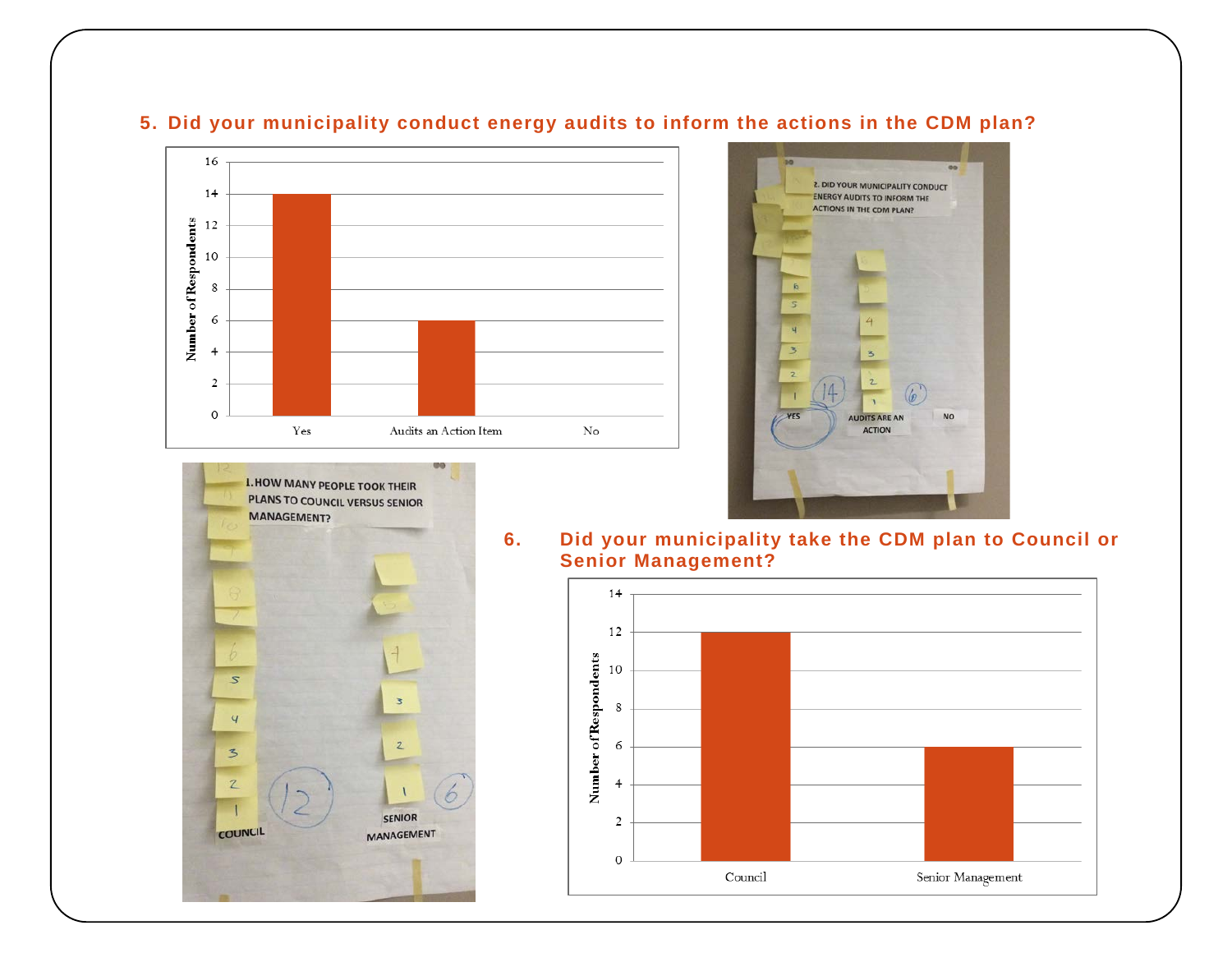## 5. Did your municipality conduct energy audits to inform the actions in the CDM plan?

| Response | Number of Respondents |
| --- | --- |
| Yes | 14 |
| Audits an Action Item | 6 |
| No | 0 |

## 6. Did your municipality take the CDM plan to Council or Senior Management?

| Response | Number of Respondents |
| --- | --- |
| Council | 12 |
| Senior Management | 6 |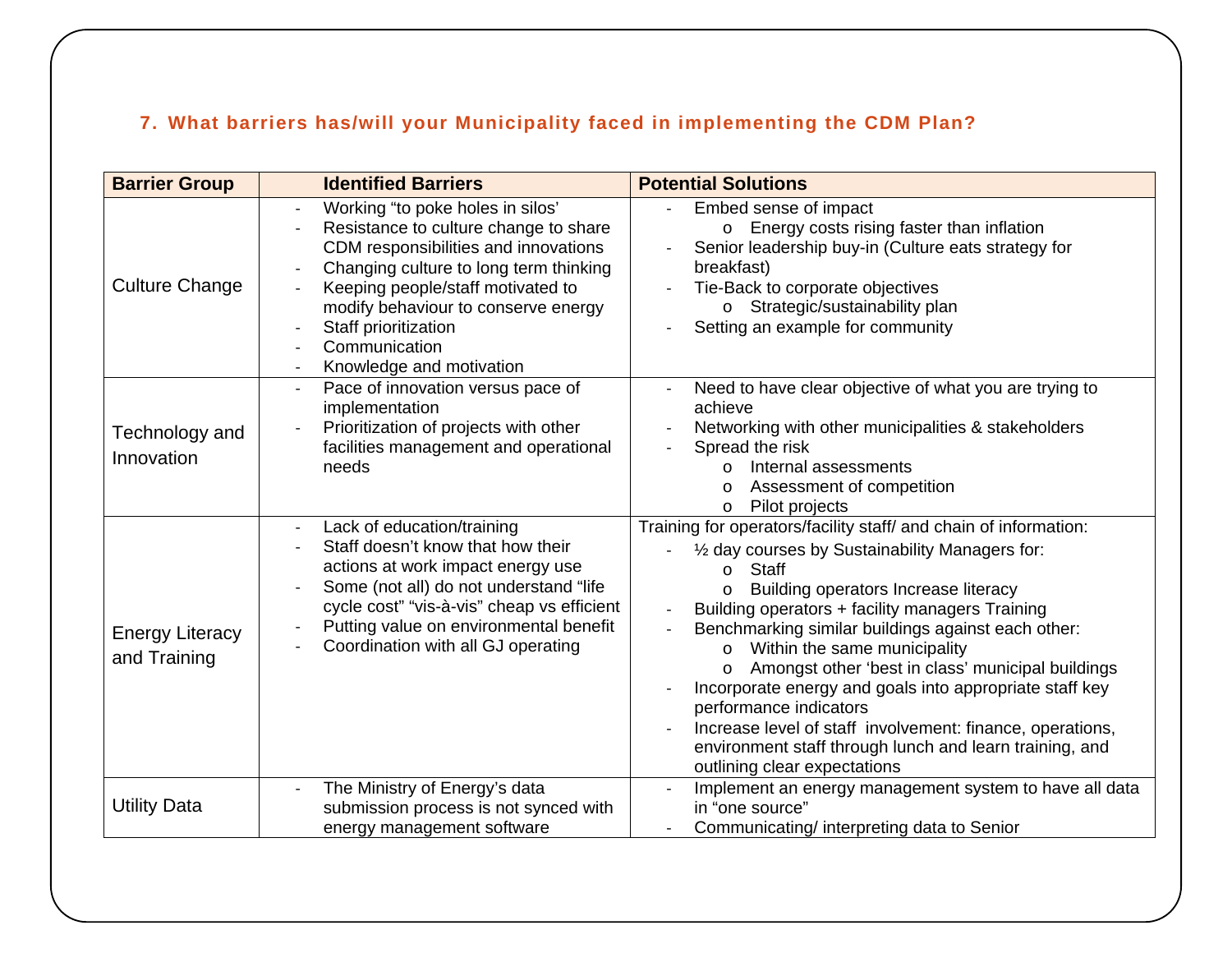### 7. What barriers has/will your Municipality faced in implementing the CDM Plan?

| Barrier Group | Identified Barriers | Potential Solutions |
|---|---|---|
| Culture Change | - Working "to poke holes in silos'<br>- Resistance to culture change to share CDM responsibilities and innovations<br>- Changing culture to long term thinking<br>- Keeping people/staff motivated to modify behaviour to conserve energy<br>- Staff prioritization<br>- Communication<br>- Knowledge and motivation | - Embed sense of impact<br>&nbsp;&nbsp;&nbsp;&nbsp;o Energy costs rising faster than inflation<br>- Senior leadership buy-in (Culture eats strategy for breakfast)<br>- Tie-Back to corporate objectives<br>&nbsp;&nbsp;&nbsp;&nbsp;o Strategic/sustainability plan<br>- Setting an example for community |
| Technology and Innovation | - Pace of innovation versus pace of implementation<br>- Prioritization of projects with other facilities management and operational needs | - Need to have clear objective of what you are trying to achieve<br>- Networking with other municipalities & stakeholders<br>- Spread the risk<br>&nbsp;&nbsp;&nbsp;&nbsp;o Internal assessments<br>&nbsp;&nbsp;&nbsp;&nbsp;o Assessment of competition<br>&nbsp;&nbsp;&nbsp;&nbsp;o Pilot projects |
| Energy Literacy and Training | - Lack of education/training<br>- Staff doesn't know that how their actions at work impact energy use<br>- Some (not all) do not understand "life cycle cost" "vis-à-vis" cheap vs efficient<br>- Putting value on environmental benefit<br>- Coordination with all GJ operating | Training for operators/facility staff/ and chain of information:<br>- ½ day courses by Sustainability Managers for:<br>&nbsp;&nbsp;&nbsp;&nbsp;o Staff<br>&nbsp;&nbsp;&nbsp;&nbsp;o Building operators Increase literacy<br>- Building operators + facility managers Training<br>- Benchmarking similar buildings against each other:<br>&nbsp;&nbsp;&nbsp;&nbsp;o Within the same municipality<br>&nbsp;&nbsp;&nbsp;&nbsp;o Amongst other 'best in class' municipal buildings<br>- Incorporate energy and goals into appropriate staff key performance indicators<br>- Increase level of staff involvement: finance, operations, environment staff through lunch and learn training, and outlining clear expectations |
| Utility Data | - The Ministry of Energy's data submission process is not synced with energy management software | - Implement an energy management system to have all data in "one source"<br>- Communicating/ interpreting data to Senior |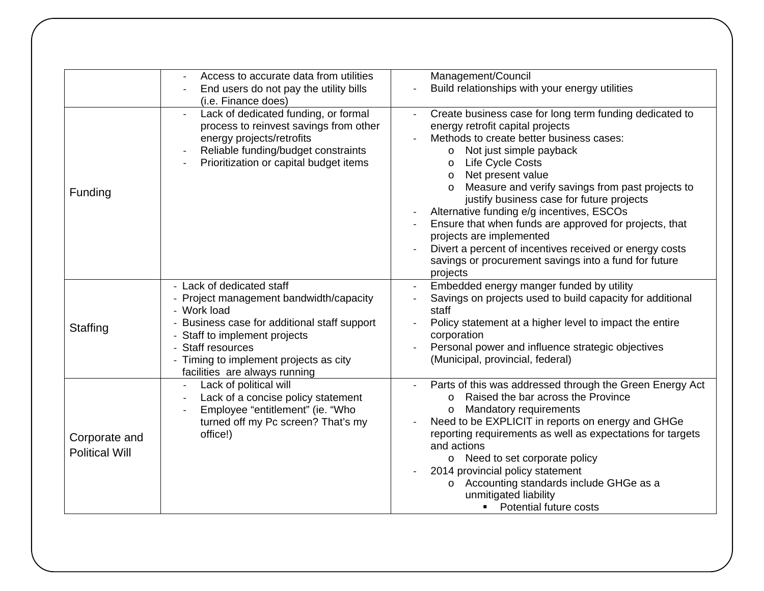| | | |
|---|---|---|
| | - Access to accurate data from utilities<br>- End users do not pay the utility bills (i.e. Finance does) | Management/Council<br>- Build relationships with your energy utilities |
| Funding | - Lack of dedicated funding, or formal process to reinvest savings from other energy projects/retrofits<br>- Reliable funding/budget constraints<br>- Prioritization or capital budget items | - Create business case for long term funding dedicated to energy retrofit capital projects<br>- Methods to create better business cases:<br>&nbsp;&nbsp;o Not just simple payback<br>&nbsp;&nbsp;o Life Cycle Costs<br>&nbsp;&nbsp;o Net present value<br>&nbsp;&nbsp;o Measure and verify savings from past projects to justify business case for future projects<br>- Alternative funding e/g incentives, ESCOs<br>- Ensure that when funds are approved for projects, that projects are implemented<br>- Divert a percent of incentives received or energy costs savings or procurement savings into a fund for future projects |
| Staffing | - Lack of dedicated staff<br>- Project management bandwidth/capacity<br>- Work load<br>- Business case for additional staff support<br>- Staff to implement projects<br>- Staff resources<br>- Timing to implement projects as city facilities are always running | - Embedded energy manger funded by utility<br>- Savings on projects used to build capacity for additional staff<br>- Policy statement at a higher level to impact the entire corporation<br>- Personal power and influence strategic objectives (Municipal, provincial, federal) |
| Corporate and Political Will | - Lack of political will<br>- Lack of a concise policy statement<br>- Employee "entitlement" (ie. "Who turned off my Pc screen? That's my office!) | - Parts of this was addressed through the Green Energy Act<br>&nbsp;&nbsp;o Raised the bar across the Province<br>&nbsp;&nbsp;o Mandatory requirements<br>- Need to be EXPLICIT in reports on energy and GHGe reporting requirements as well as expectations for targets and actions<br>&nbsp;&nbsp;o Need to set corporate policy<br>- 2014 provincial policy statement<br>&nbsp;&nbsp;o Accounting standards include GHGe as a unmitigated liability<br>&nbsp;&nbsp;&nbsp;&nbsp;▪ Potential future costs |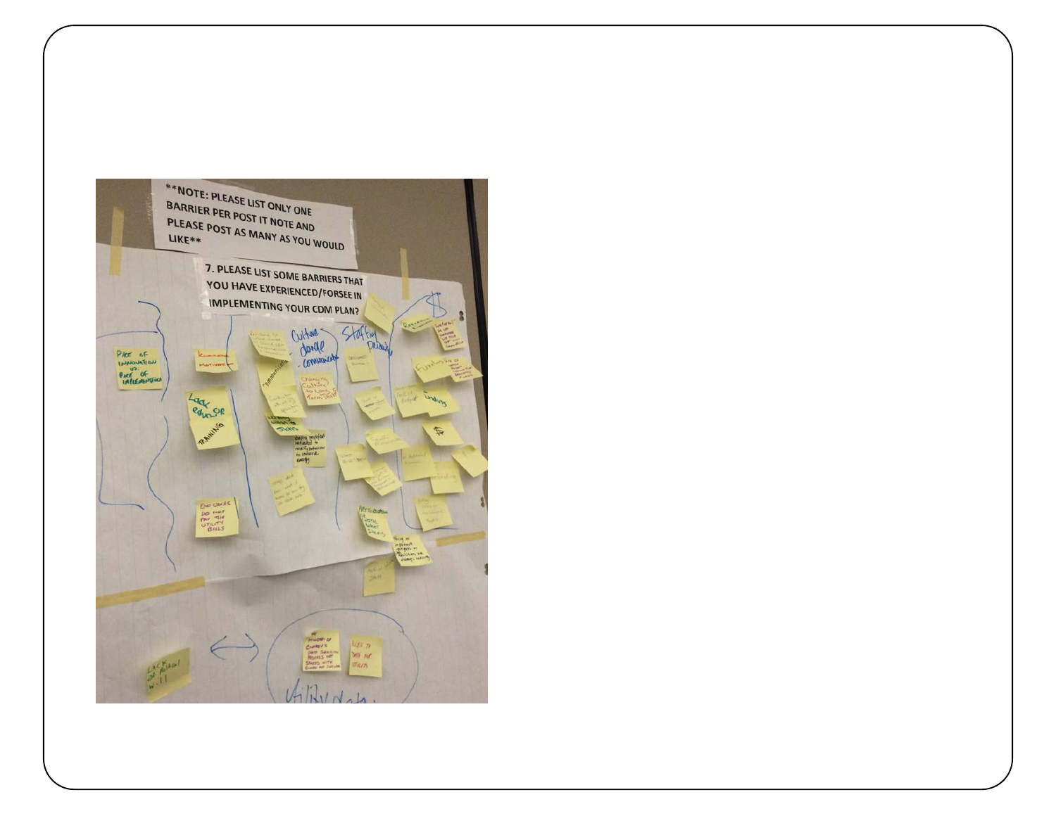**NOTE: PLEASE LIST ONLY ONE BARRIER PER POST IT NOTE AND PLEASE POST AS MANY AS YOU WOULD LIKE**

7. PLEASE LIST SOME BARRIERS THAT YOU HAVE EXPERIENCED/FORSEE IN IMPLEMENTING YOUR CDM PLAN?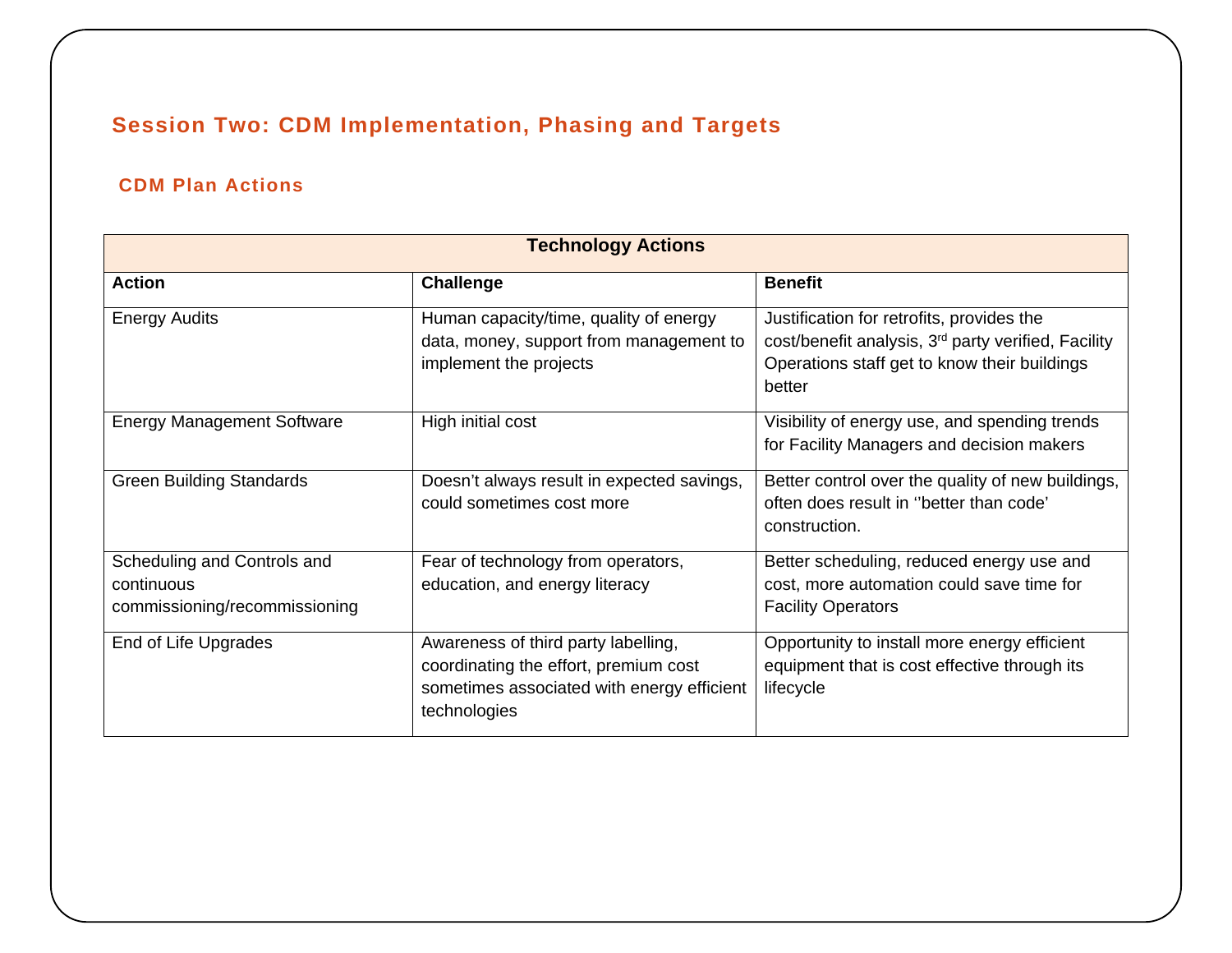## Session Two: CDM Implementation, Phasing and Targets

### CDM Plan Actions

| Technology Actions | | |
|---|---|---|
| **Action** | **Challenge** | **Benefit** |
| Energy Audits | Human capacity/time, quality of energy data, money, support from management to implement the projects | Justification for retrofits, provides the cost/benefit analysis, 3rd party verified, Facility Operations staff get to know their buildings better |
| Energy Management Software | High initial cost | Visibility of energy use, and spending trends for Facility Managers and decision makers |
| Green Building Standards | Doesn't always result in expected savings, could sometimes cost more | Better control over the quality of new buildings, often does result in ''better than code' construction. |
| Scheduling and Controls and continuous commissioning/recommissioning | Fear of technology from operators, education, and energy literacy | Better scheduling, reduced energy use and cost, more automation could save time for Facility Operators |
| End of Life Upgrades | Awareness of third party labelling, coordinating the effort, premium cost sometimes associated with energy efficient technologies | Opportunity to install more energy efficient equipment that is cost effective through its lifecycle |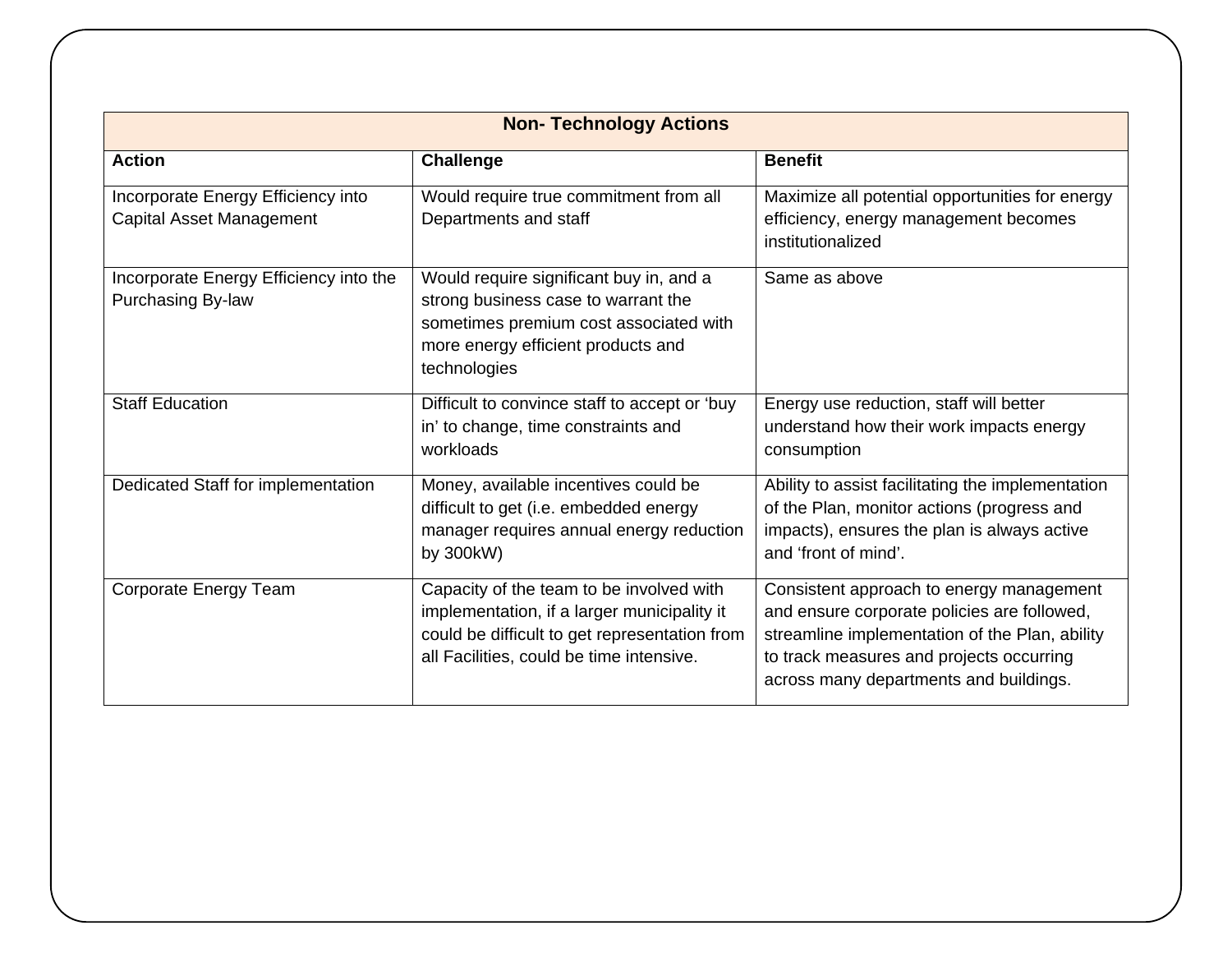| Non- Technology Actions | | |
|---|---|---|
| **Action** | **Challenge** | **Benefit** |
| Incorporate Energy Efficiency into Capital Asset Management | Would require true commitment from all Departments and staff | Maximize all potential opportunities for energy efficiency, energy management becomes institutionalized |
| Incorporate Energy Efficiency into the Purchasing By-law | Would require significant buy in, and a strong business case to warrant the sometimes premium cost associated with more energy efficient products and technologies | Same as above |
| Staff Education | Difficult to convince staff to accept or 'buy in' to change, time constraints and workloads | Energy use reduction, staff will better understand how their work impacts energy consumption |
| Dedicated Staff for implementation | Money, available incentives could be difficult to get (i.e. embedded energy manager requires annual energy reduction by 300kW) | Ability to assist facilitating the implementation of the Plan, monitor actions (progress and impacts), ensures the plan is always active and 'front of mind'. |
| Corporate Energy Team | Capacity of the team to be involved with implementation, if a larger municipality it could be difficult to get representation from all Facilities, could be time intensive. | Consistent approach to energy management and ensure corporate policies are followed, streamline implementation of the Plan, ability to track measures and projects occurring across many departments and buildings. |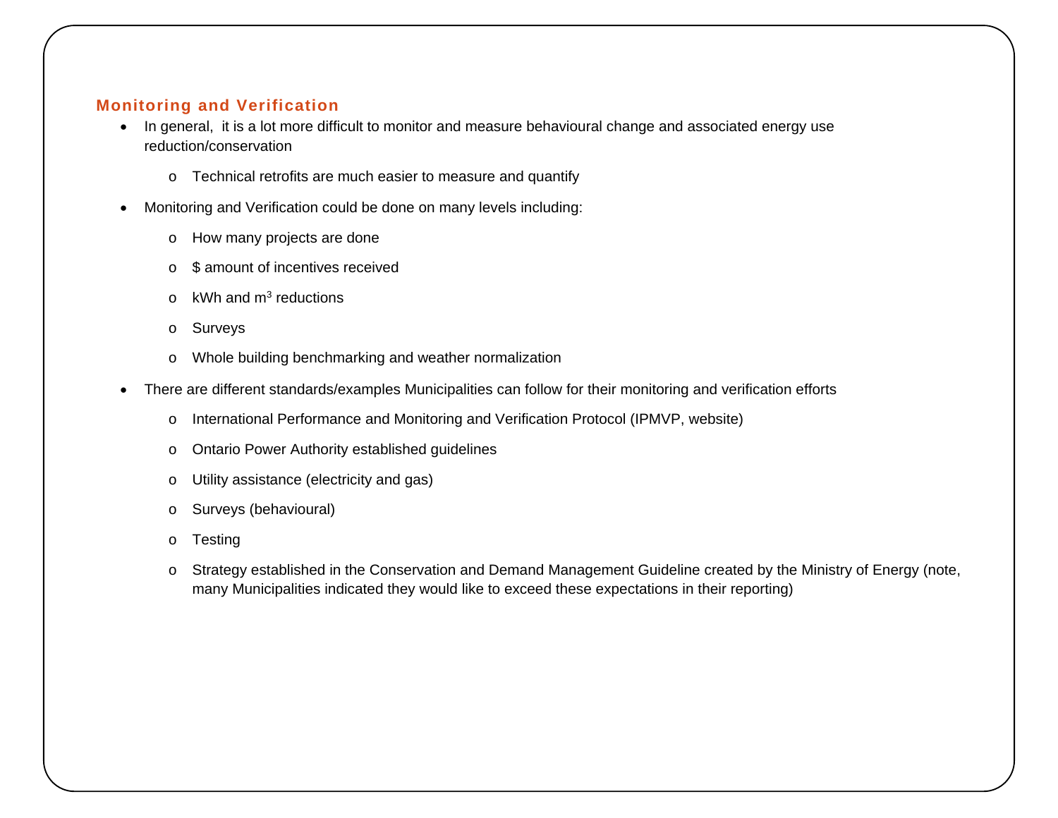## Monitoring and Verification

- In general, it is a lot more difficult to monitor and measure behavioural change and associated energy use reduction/conservation
    - Technical retrofits are much easier to measure and quantify
- Monitoring and Verification could be done on many levels including:
    - How many projects are done
    - $ amount of incentives received
    - kWh and $m^3$ reductions
    - Surveys
    - Whole building benchmarking and weather normalization
- There are different standards/examples Municipalities can follow for their monitoring and verification efforts
    - International Performance and Monitoring and Verification Protocol (IPMVP, website)
    - Ontario Power Authority established guidelines
    - Utility assistance (electricity and gas)
    - Surveys (behavioural)
    - Testing
    - Strategy established in the Conservation and Demand Management Guideline created by the Ministry of Energy (note, many Municipalities indicated they would like to exceed these expectations in their reporting)